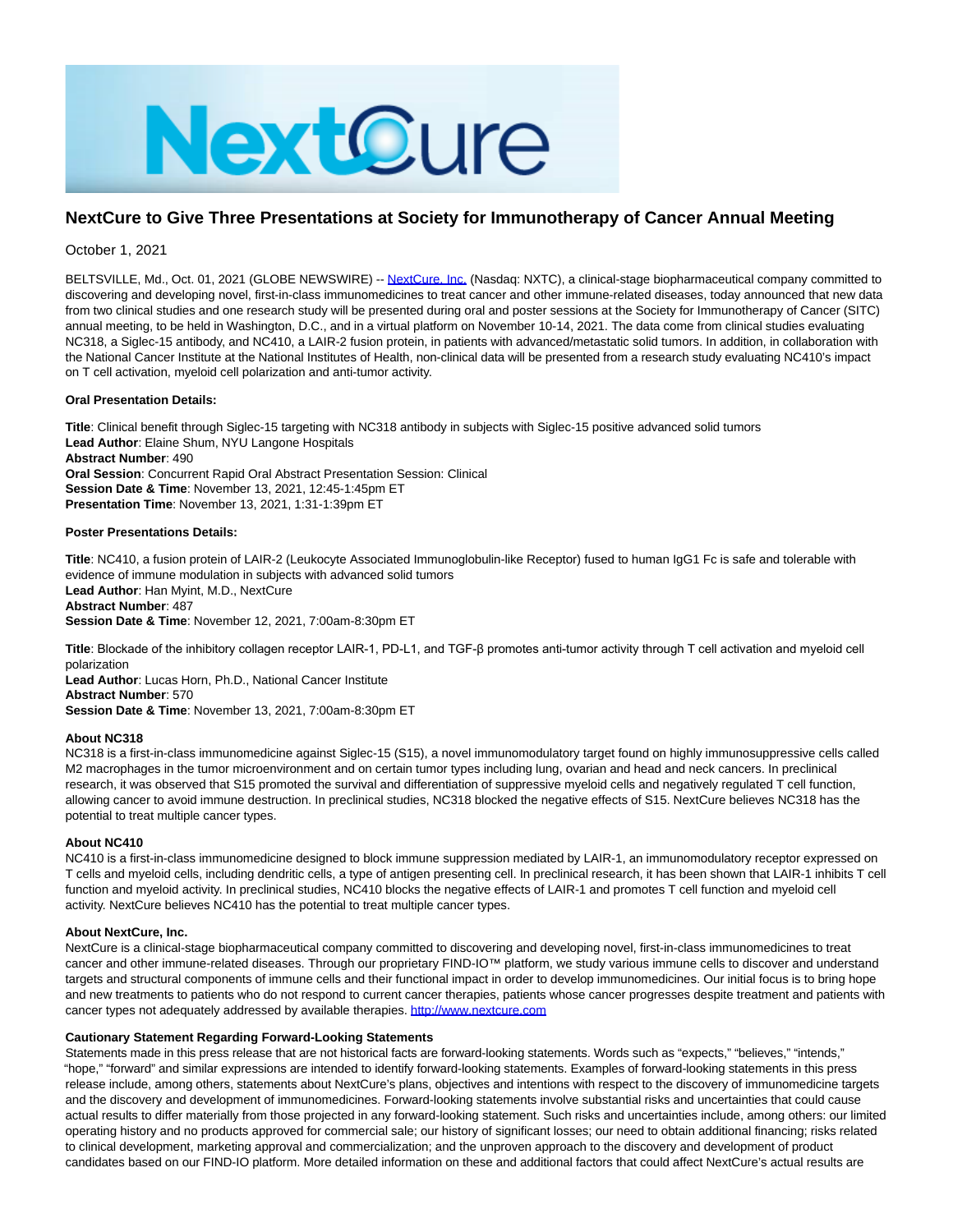# NextCure to Give Three Presentations at Society for Immunotherapy of Cancer Annual Meeting

October 1, 2021

BELTSVILLE, Md., Oct. 01, 2021 (GLOBE NEWSWIRE) -- NextCure, Inc. (Nasdaq: NXTC), a clinical-stage biopharmaceutical company committed to discovering and developing novel, first-in-class immunomedicines to treat cancer and other immune-related diseases, today announced that new data from two clinical studies and one research study will be presented during oral and poster sessions at the Society for Immunotherapy of Cancer (SITC) annual meeting, to be held in Washington, D.C., and in a virtual platform on November 10-14, 2021. The data come from clinical studies evaluating NC318, a Siglec-15 antibody, and NC410, a LAIR-2 fusion protein, in patients with advanced/metastatic solid tumors. In addition, in collaboration with the National Cancer Institute at the National Institutes of Health, non-clinical data will be presented from a research study evaluating NC410's impact on T cell activation, myeloid cell polarization and anti-tumor activity.

**Oral Presentation Details:**

**Title**: Clinical benefit through Siglec-15 targeting with NC318 antibody in subjects with Siglec-15 positive advanced solid tumors
**Lead Author**: Elaine Shum, NYU Langone Hospitals
**Abstract Number**: 490
**Oral Session**: Concurrent Rapid Oral Abstract Presentation Session: Clinical
**Session Date & Time**: November 13, 2021, 12:45-1:45pm ET
**Presentation Time**: November 13, 2021, 1:31-1:39pm ET

**Poster Presentations Details:**

**Title**: NC410, a fusion protein of LAIR-2 (Leukocyte Associated Immunoglobulin-like Receptor) fused to human IgG1 Fc is safe and tolerable with evidence of immune modulation in subjects with advanced solid tumors
**Lead Author**: Han Myint, M.D., NextCure
**Abstract Number**: 487
**Session Date & Time**: November 12, 2021, 7:00am-8:30pm ET

**Title**: Blockade of the inhibitory collagen receptor LAIR-1, PD-L1, and TGF-β promotes anti-tumor activity through T cell activation and myeloid cell polarization
**Lead Author**: Lucas Horn, Ph.D., National Cancer Institute
**Abstract Number**: 570
**Session Date & Time**: November 13, 2021, 7:00am-8:30pm ET

**About NC318**
NC318 is a first-in-class immunomedicine against Siglec-15 (S15), a novel immunomodulatory target found on highly immunosuppressive cells called M2 macrophages in the tumor microenvironment and on certain tumor types including lung, ovarian and head and neck cancers. In preclinical research, it was observed that S15 promoted the survival and differentiation of suppressive myeloid cells and negatively regulated T cell function, allowing cancer to avoid immune destruction. In preclinical studies, NC318 blocked the negative effects of S15. NextCure believes NC318 has the potential to treat multiple cancer types.

**About NC410**
NC410 is a first-in-class immunomedicine designed to block immune suppression mediated by LAIR-1, an immunomodulatory receptor expressed on T cells and myeloid cells, including dendritic cells, a type of antigen presenting cell. In preclinical research, it has been shown that LAIR-1 inhibits T cell function and myeloid activity. In preclinical studies, NC410 blocks the negative effects of LAIR-1 and promotes T cell function and myeloid cell activity. NextCure believes NC410 has the potential to treat multiple cancer types.

**About NextCure, Inc.**
NextCure is a clinical-stage biopharmaceutical company committed to discovering and developing novel, first-in-class immunomedicines to treat cancer and other immune-related diseases. Through our proprietary FIND-IO™ platform, we study various immune cells to discover and understand targets and structural components of immune cells and their functional impact in order to develop immunomedicines. Our initial focus is to bring hope and new treatments to patients who do not respond to current cancer therapies, patients whose cancer progresses despite treatment and patients with cancer types not adequately addressed by available therapies. http://www.nextcure.com

**Cautionary Statement Regarding Forward-Looking Statements**
Statements made in this press release that are not historical facts are forward-looking statements. Words such as "expects," "believes," "intends," "hope," "forward" and similar expressions are intended to identify forward-looking statements. Examples of forward-looking statements in this press release include, among others, statements about NextCure's plans, objectives and intentions with respect to the discovery of immunomedicine targets and the discovery and development of immunomedicines. Forward-looking statements involve substantial risks and uncertainties that could cause actual results to differ materially from those projected in any forward-looking statement. Such risks and uncertainties include, among others: our limited operating history and no products approved for commercial sale; our history of significant losses; our need to obtain additional financing; risks related to clinical development, marketing approval and commercialization; and the unproven approach to the discovery and development of product candidates based on our FIND-IO platform. More detailed information on these and additional factors that could affect NextCure's actual results are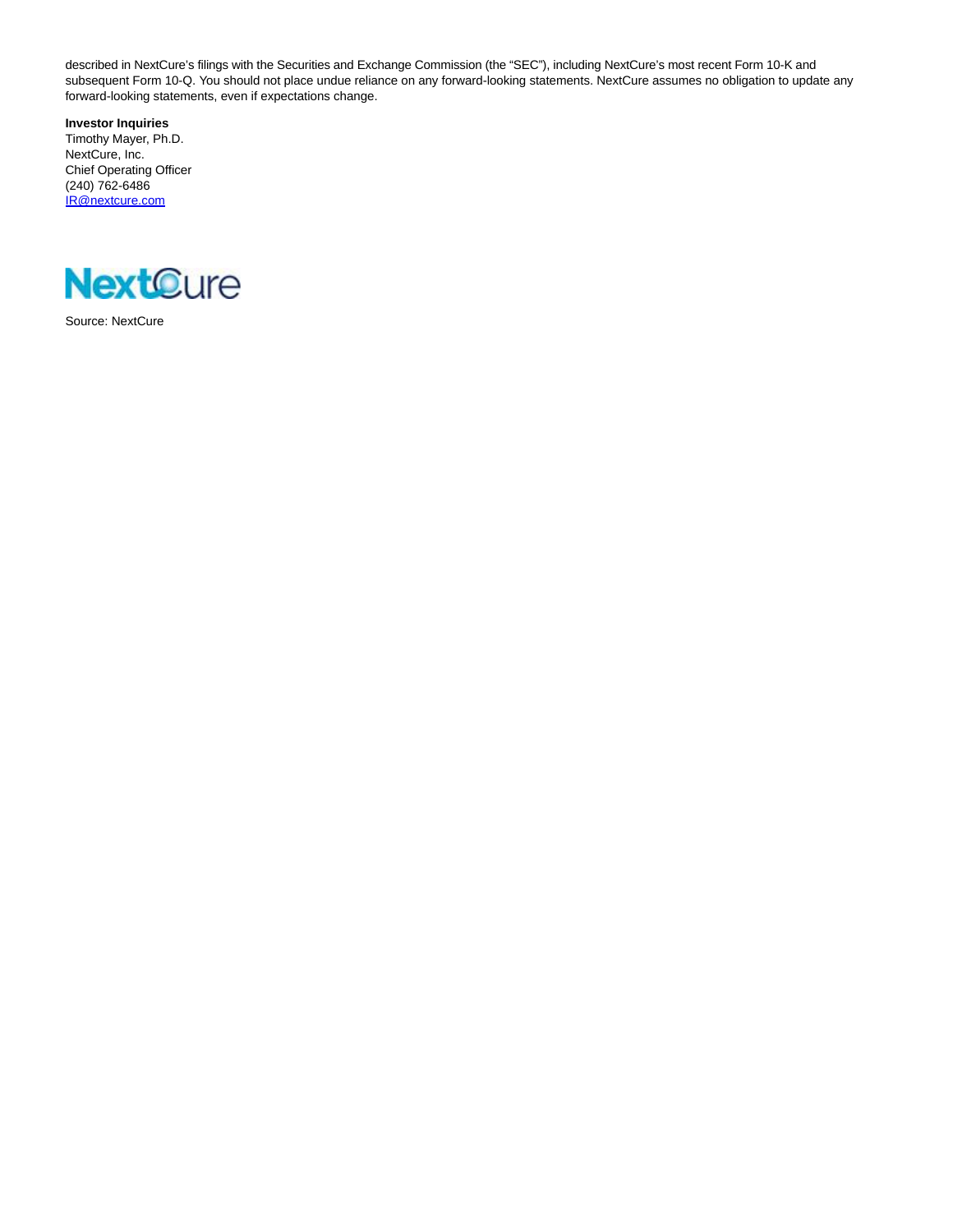described in NextCure's filings with the Securities and Exchange Commission (the "SEC"), including NextCure's most recent Form 10-K and subsequent Form 10-Q. You should not place undue reliance on any forward-looking statements. NextCure assumes no obligation to update any forward-looking statements, even if expectations change.

**Investor Inquiries**
Timothy Mayer, Ph.D.
NextCure, Inc.
Chief Operating Officer
(240) 762-6486
IR@nextcure.com

Source: NextCure